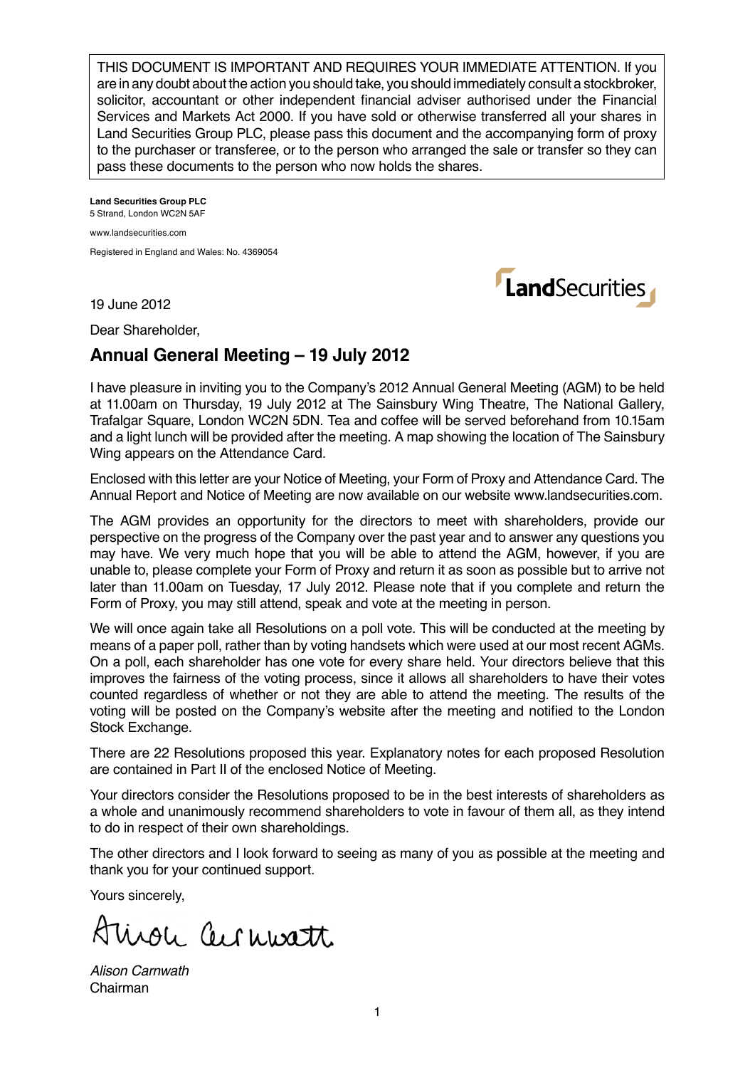THIS DOCUMENT IS IMPORTANT AND REQUIRES YOUR IMMEDIATE ATTENTION. If you are in any doubt about the action you should take, you should immediately consult a stockbroker, solicitor, accountant or other independent financial adviser authorised under the Financial Services and Markets Act 2000. If you have sold or otherwise transferred all your shares in Land Securities Group PLC, please pass this document and the accompanying form of proxy to the purchaser or transferee, or to the person who arranged the sale or transfer so they can pass these documents to the person who now holds the shares.

**Land Securities Group PLC**
5 Strand, London WC2N 5AF

www.landsecurities.com

Registered in England and Wales: No. 4369054

LandSecurities

19 June 2012

Dear Shareholder,

## Annual General Meeting – 19 July 2012

I have pleasure in inviting you to the Company's 2012 Annual General Meeting (AGM) to be held at 11.00am on Thursday, 19 July 2012 at The Sainsbury Wing Theatre, The National Gallery, Trafalgar Square, London WC2N 5DN. Tea and coffee will be served beforehand from 10.15am and a light lunch will be provided after the meeting. A map showing the location of The Sainsbury Wing appears on the Attendance Card.

Enclosed with this letter are your Notice of Meeting, your Form of Proxy and Attendance Card. The Annual Report and Notice of Meeting are now available on our website www.landsecurities.com.

The AGM provides an opportunity for the directors to meet with shareholders, provide our perspective on the progress of the Company over the past year and to answer any questions you may have. We very much hope that you will be able to attend the AGM, however, if you are unable to, please complete your Form of Proxy and return it as soon as possible but to arrive not later than 11.00am on Tuesday, 17 July 2012. Please note that if you complete and return the Form of Proxy, you may still attend, speak and vote at the meeting in person.

We will once again take all Resolutions on a poll vote. This will be conducted at the meeting by means of a paper poll, rather than by voting handsets which were used at our most recent AGMs. On a poll, each shareholder has one vote for every share held. Your directors believe that this improves the fairness of the voting process, since it allows all shareholders to have their votes counted regardless of whether or not they are able to attend the meeting. The results of the voting will be posted on the Company's website after the meeting and notified to the London Stock Exchange.

There are 22 Resolutions proposed this year. Explanatory notes for each proposed Resolution are contained in Part II of the enclosed Notice of Meeting.

Your directors consider the Resolutions proposed to be in the best interests of shareholders as a whole and unanimously recommend shareholders to vote in favour of them all, as they intend to do in respect of their own shareholdings.

The other directors and I look forward to seeing as many of you as possible at the meeting and thank you for your continued support.

Yours sincerely,

Alison Carnwath

*Alison Carnwath*
Chairman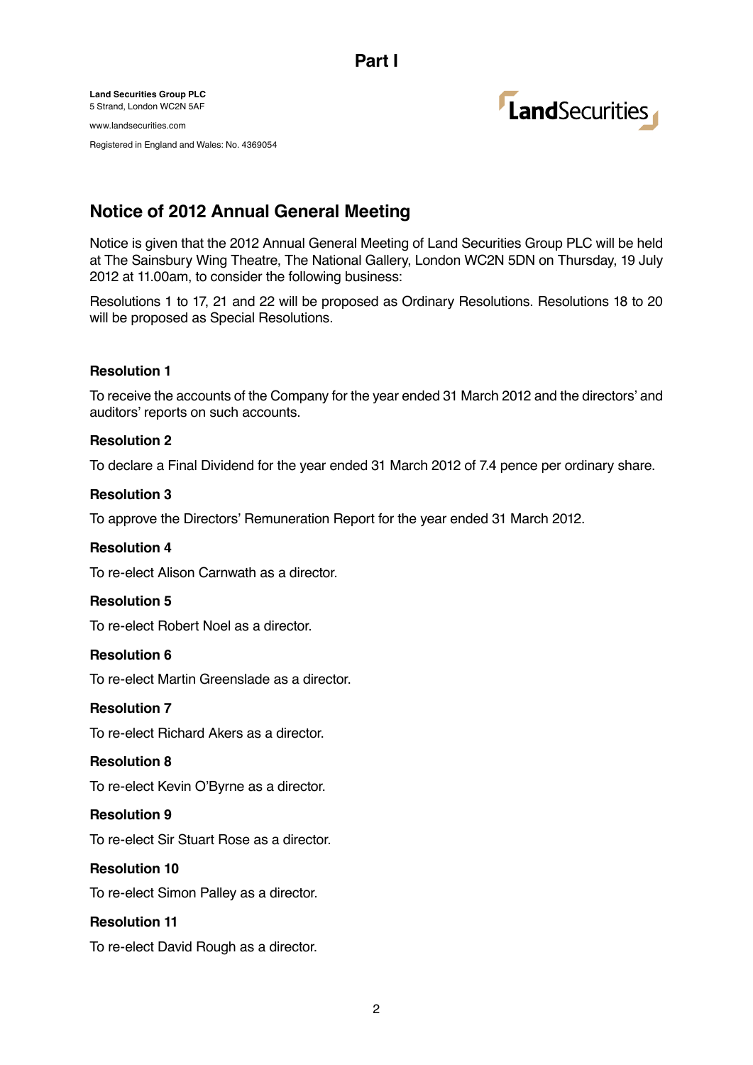# Part I

**Land Securities Group PLC**
5 Strand, London WC2N 5AF

www.landsecurities.com

Registered in England and Wales: No. 4369054

## Notice of 2012 Annual General Meeting

Notice is given that the 2012 Annual General Meeting of Land Securities Group PLC will be held at The Sainsbury Wing Theatre, The National Gallery, London WC2N 5DN on Thursday, 19 July 2012 at 11.00am, to consider the following business:

Resolutions 1 to 17, 21 and 22 will be proposed as Ordinary Resolutions. Resolutions 18 to 20 will be proposed as Special Resolutions.

### Resolution 1

To receive the accounts of the Company for the year ended 31 March 2012 and the directors' and auditors' reports on such accounts.

### Resolution 2

To declare a Final Dividend for the year ended 31 March 2012 of 7.4 pence per ordinary share.

### Resolution 3

To approve the Directors' Remuneration Report for the year ended 31 March 2012.

### Resolution 4

To re-elect Alison Carnwath as a director.

### Resolution 5

To re-elect Robert Noel as a director.

### Resolution 6

To re-elect Martin Greenslade as a director.

### Resolution 7

To re-elect Richard Akers as a director.

### Resolution 8

To re-elect Kevin O'Byrne as a director.

### Resolution 9

To re-elect Sir Stuart Rose as a director.

### Resolution 10

To re-elect Simon Palley as a director.

### Resolution 11

To re-elect David Rough as a director.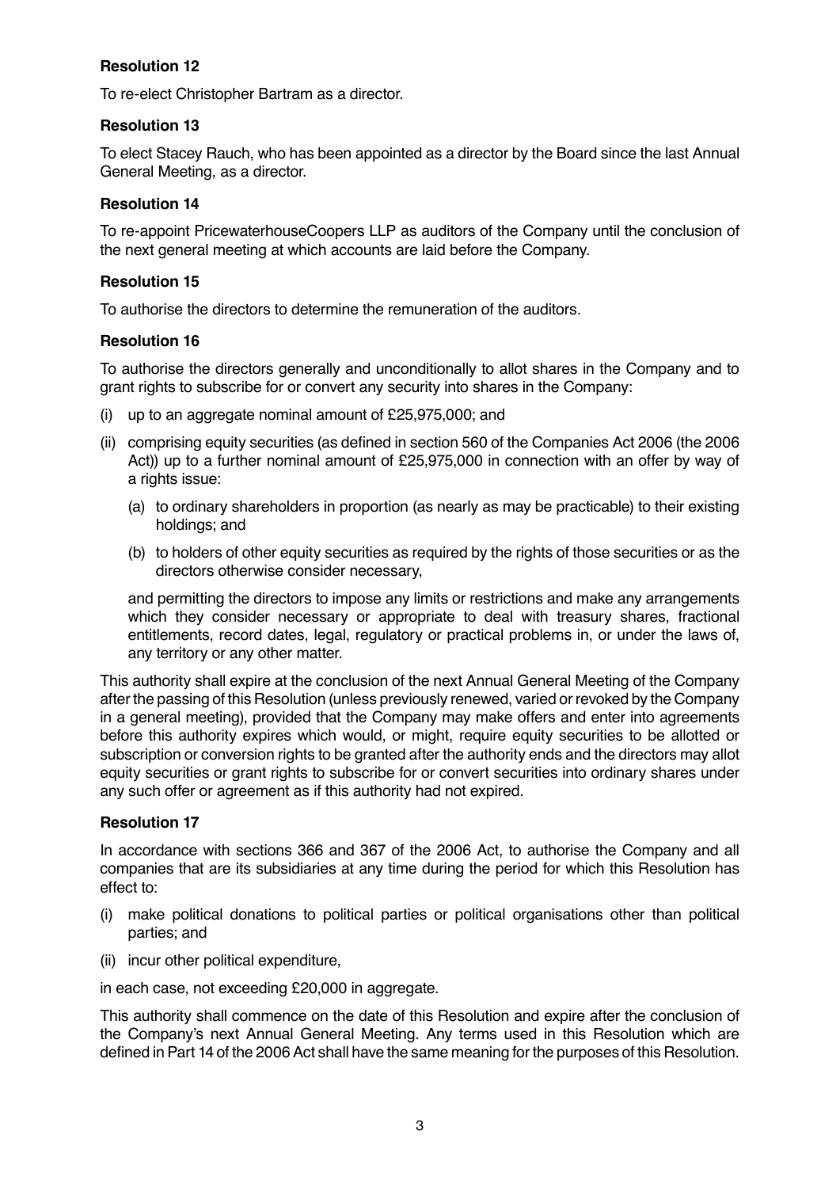### Resolution 12

To re-elect Christopher Bartram as a director.

### Resolution 13

To elect Stacey Rauch, who has been appointed as a director by the Board since the last Annual General Meeting, as a director.

### Resolution 14

To re-appoint PricewaterhouseCoopers LLP as auditors of the Company until the conclusion of the next general meeting at which accounts are laid before the Company.

### Resolution 15

To authorise the directors to determine the remuneration of the auditors.

### Resolution 16

To authorise the directors generally and unconditionally to allot shares in the Company and to grant rights to subscribe for or convert any security into shares in the Company:

(i) up to an aggregate nominal amount of £25,975,000; and

(ii) comprising equity securities (as defined in section 560 of the Companies Act 2006 (the 2006 Act)) up to a further nominal amount of £25,975,000 in connection with an offer by way of a rights issue:

   (a) to ordinary shareholders in proportion (as nearly as may be practicable) to their existing holdings; and

   (b) to holders of other equity securities as required by the rights of those securities or as the directors otherwise consider necessary,

   and permitting the directors to impose any limits or restrictions and make any arrangements which they consider necessary or appropriate to deal with treasury shares, fractional entitlements, record dates, legal, regulatory or practical problems in, or under the laws of, any territory or any other matter.

This authority shall expire at the conclusion of the next Annual General Meeting of the Company after the passing of this Resolution (unless previously renewed, varied or revoked by the Company in a general meeting), provided that the Company may make offers and enter into agreements before this authority expires which would, or might, require equity securities to be allotted or subscription or conversion rights to be granted after the authority ends and the directors may allot equity securities or grant rights to subscribe for or convert securities into ordinary shares under any such offer or agreement as if this authority had not expired.

### Resolution 17

In accordance with sections 366 and 367 of the 2006 Act, to authorise the Company and all companies that are its subsidiaries at any time during the period for which this Resolution has effect to:

(i) make political donations to political parties or political organisations other than political parties; and

(ii) incur other political expenditure,

in each case, not exceeding £20,000 in aggregate.

This authority shall commence on the date of this Resolution and expire after the conclusion of the Company's next Annual General Meeting. Any terms used in this Resolution which are defined in Part 14 of the 2006 Act shall have the same meaning for the purposes of this Resolution.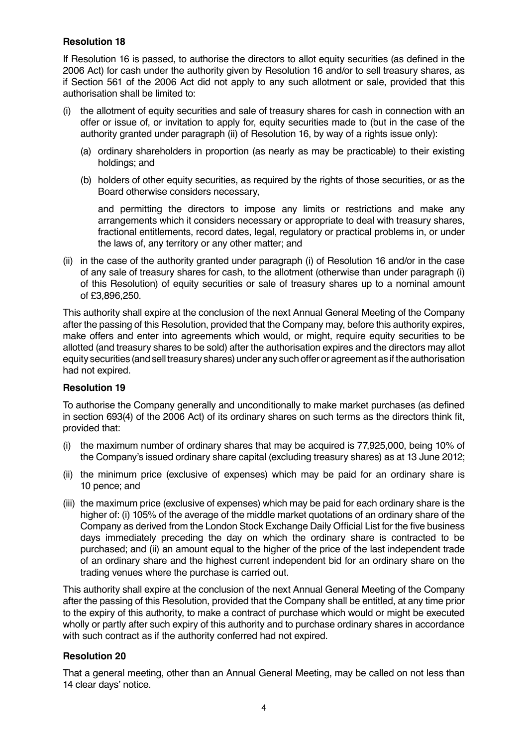### Resolution 18

If Resolution 16 is passed, to authorise the directors to allot equity securities (as defined in the 2006 Act) for cash under the authority given by Resolution 16 and/or to sell treasury shares, as if Section 561 of the 2006 Act did not apply to any such allotment or sale, provided that this authorisation shall be limited to:

(i) the allotment of equity securities and sale of treasury shares for cash in connection with an offer or issue of, or invitation to apply for, equity securities made to (but in the case of the authority granted under paragraph (ii) of Resolution 16, by way of a rights issue only):

   (a) ordinary shareholders in proportion (as nearly as may be practicable) to their existing holdings; and

   (b) holders of other equity securities, as required by the rights of those securities, or as the Board otherwise considers necessary,

   and permitting the directors to impose any limits or restrictions and make any arrangements which it considers necessary or appropriate to deal with treasury shares, fractional entitlements, record dates, legal, regulatory or practical problems in, or under the laws of, any territory or any other matter; and

(ii) in the case of the authority granted under paragraph (i) of Resolution 16 and/or in the case of any sale of treasury shares for cash, to the allotment (otherwise than under paragraph (i) of this Resolution) of equity securities or sale of treasury shares up to a nominal amount of £3,896,250.

This authority shall expire at the conclusion of the next Annual General Meeting of the Company after the passing of this Resolution, provided that the Company may, before this authority expires, make offers and enter into agreements which would, or might, require equity securities to be allotted (and treasury shares to be sold) after the authorisation expires and the directors may allot equity securities (and sell treasury shares) under any such offer or agreement as if the authorisation had not expired.

### Resolution 19

To authorise the Company generally and unconditionally to make market purchases (as defined in section 693(4) of the 2006 Act) of its ordinary shares on such terms as the directors think fit, provided that:

(i) the maximum number of ordinary shares that may be acquired is 77,925,000, being 10% of the Company's issued ordinary share capital (excluding treasury shares) as at 13 June 2012;

(ii) the minimum price (exclusive of expenses) which may be paid for an ordinary share is 10 pence; and

(iii) the maximum price (exclusive of expenses) which may be paid for each ordinary share is the higher of: (i) 105% of the average of the middle market quotations of an ordinary share of the Company as derived from the London Stock Exchange Daily Official List for the five business days immediately preceding the day on which the ordinary share is contracted to be purchased; and (ii) an amount equal to the higher of the price of the last independent trade of an ordinary share and the highest current independent bid for an ordinary share on the trading venues where the purchase is carried out.

This authority shall expire at the conclusion of the next Annual General Meeting of the Company after the passing of this Resolution, provided that the Company shall be entitled, at any time prior to the expiry of this authority, to make a contract of purchase which would or might be executed wholly or partly after such expiry of this authority and to purchase ordinary shares in accordance with such contract as if the authority conferred had not expired.

### Resolution 20

That a general meeting, other than an Annual General Meeting, may be called on not less than 14 clear days' notice.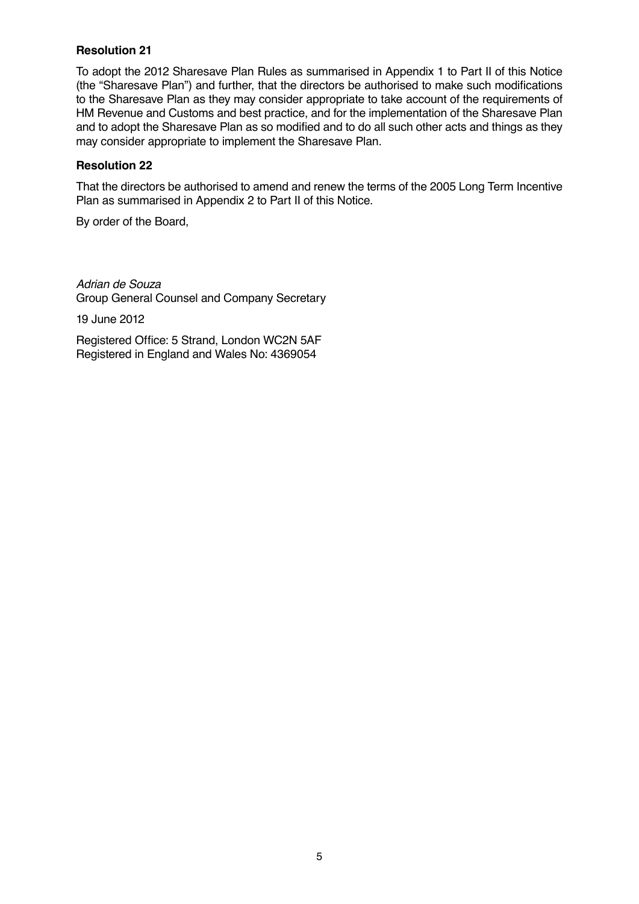**Resolution 21**

To adopt the 2012 Sharesave Plan Rules as summarised in Appendix 1 to Part II of this Notice (the "Sharesave Plan") and further, that the directors be authorised to make such modifications to the Sharesave Plan as they may consider appropriate to take account of the requirements of HM Revenue and Customs and best practice, and for the implementation of the Sharesave Plan and to adopt the Sharesave Plan as so modified and to do all such other acts and things as they may consider appropriate to implement the Sharesave Plan.

**Resolution 22**

That the directors be authorised to amend and renew the terms of the 2005 Long Term Incentive Plan as summarised in Appendix 2 to Part II of this Notice.

By order of the Board,

*Adrian de Souza*
Group General Counsel and Company Secretary

19 June 2012

Registered Office: 5 Strand, London WC2N 5AF
Registered in England and Wales No: 4369054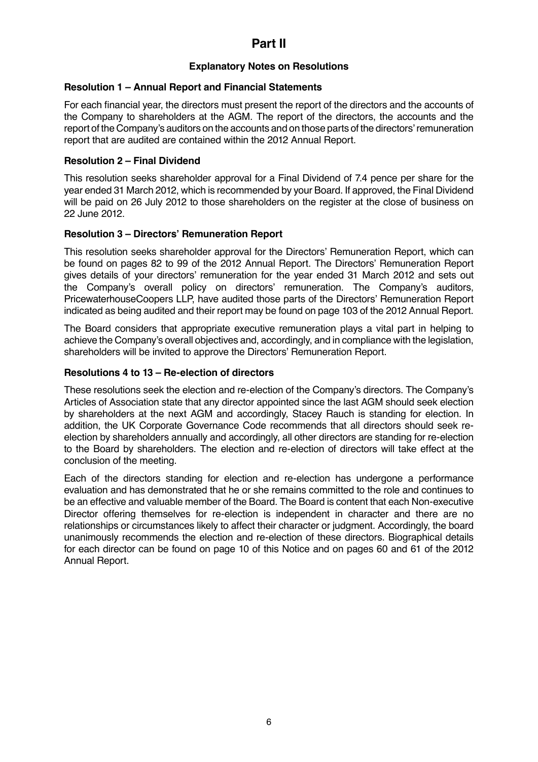# Part II

## Explanatory Notes on Resolutions

### Resolution 1 – Annual Report and Financial Statements

For each financial year, the directors must present the report of the directors and the accounts of the Company to shareholders at the AGM. The report of the directors, the accounts and the report of the Company's auditors on the accounts and on those parts of the directors' remuneration report that are audited are contained within the 2012 Annual Report.

### Resolution 2 – Final Dividend

This resolution seeks shareholder approval for a Final Dividend of 7.4 pence per share for the year ended 31 March 2012, which is recommended by your Board. If approved, the Final Dividend will be paid on 26 July 2012 to those shareholders on the register at the close of business on 22 June 2012.

### Resolution 3 – Directors' Remuneration Report

This resolution seeks shareholder approval for the Directors' Remuneration Report, which can be found on pages 82 to 99 of the 2012 Annual Report. The Directors' Remuneration Report gives details of your directors' remuneration for the year ended 31 March 2012 and sets out the Company's overall policy on directors' remuneration. The Company's auditors, PricewaterhouseCoopers LLP, have audited those parts of the Directors' Remuneration Report indicated as being audited and their report may be found on page 103 of the 2012 Annual Report.

The Board considers that appropriate executive remuneration plays a vital part in helping to achieve the Company's overall objectives and, accordingly, and in compliance with the legislation, shareholders will be invited to approve the Directors' Remuneration Report.

### Resolutions 4 to 13 – Re-election of directors

These resolutions seek the election and re-election of the Company's directors. The Company's Articles of Association state that any director appointed since the last AGM should seek election by shareholders at the next AGM and accordingly, Stacey Rauch is standing for election. In addition, the UK Corporate Governance Code recommends that all directors should seek re-election by shareholders annually and accordingly, all other directors are standing for re-election to the Board by shareholders. The election and re-election of directors will take effect at the conclusion of the meeting.

Each of the directors standing for election and re-election has undergone a performance evaluation and has demonstrated that he or she remains committed to the role and continues to be an effective and valuable member of the Board. The Board is content that each Non-executive Director offering themselves for re-election is independent in character and there are no relationships or circumstances likely to affect their character or judgment. Accordingly, the board unanimously recommends the election and re-election of these directors. Biographical details for each director can be found on page 10 of this Notice and on pages 60 and 61 of the 2012 Annual Report.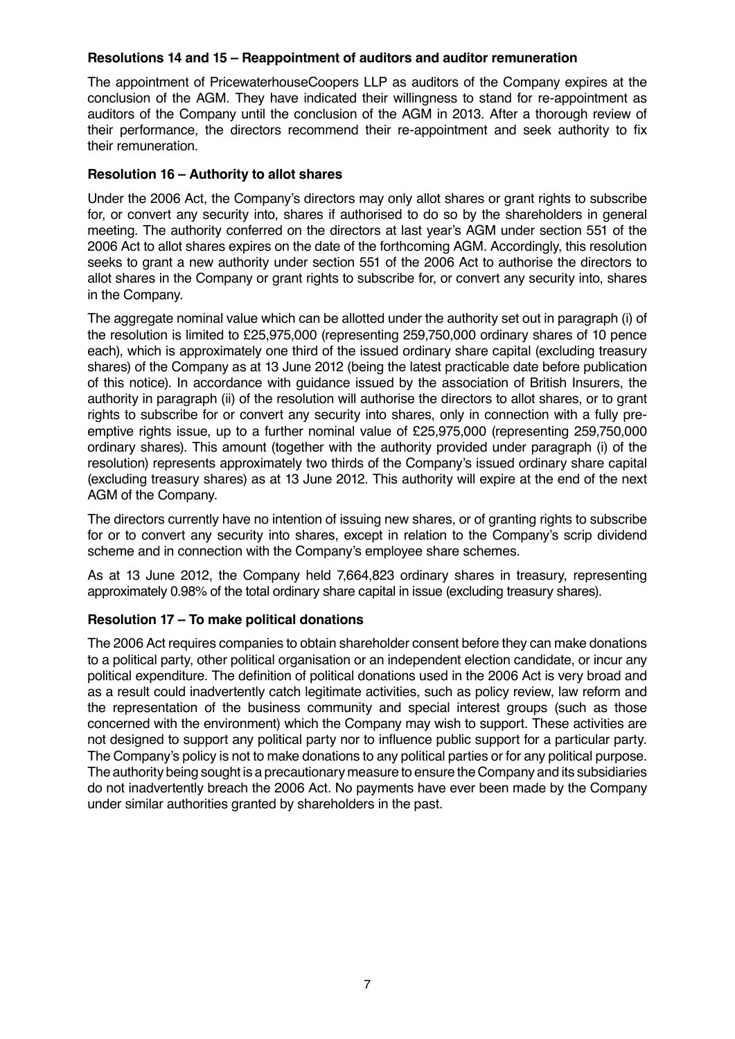### Resolutions 14 and 15 – Reappointment of auditors and auditor remuneration

The appointment of PricewaterhouseCoopers LLP as auditors of the Company expires at the conclusion of the AGM. They have indicated their willingness to stand for re-appointment as auditors of the Company until the conclusion of the AGM in 2013. After a thorough review of their performance, the directors recommend their re-appointment and seek authority to fix their remuneration.

### Resolution 16 – Authority to allot shares

Under the 2006 Act, the Company's directors may only allot shares or grant rights to subscribe for, or convert any security into, shares if authorised to do so by the shareholders in general meeting. The authority conferred on the directors at last year's AGM under section 551 of the 2006 Act to allot shares expires on the date of the forthcoming AGM. Accordingly, this resolution seeks to grant a new authority under section 551 of the 2006 Act to authorise the directors to allot shares in the Company or grant rights to subscribe for, or convert any security into, shares in the Company.

The aggregate nominal value which can be allotted under the authority set out in paragraph (i) of the resolution is limited to £25,975,000 (representing 259,750,000 ordinary shares of 10 pence each), which is approximately one third of the issued ordinary share capital (excluding treasury shares) of the Company as at 13 June 2012 (being the latest practicable date before publication of this notice). In accordance with guidance issued by the association of British Insurers, the authority in paragraph (ii) of the resolution will authorise the directors to allot shares, or to grant rights to subscribe for or convert any security into shares, only in connection with a fully pre-emptive rights issue, up to a further nominal value of £25,975,000 (representing 259,750,000 ordinary shares). This amount (together with the authority provided under paragraph (i) of the resolution) represents approximately two thirds of the Company's issued ordinary share capital (excluding treasury shares) as at 13 June 2012. This authority will expire at the end of the next AGM of the Company.

The directors currently have no intention of issuing new shares, or of granting rights to subscribe for or to convert any security into shares, except in relation to the Company's scrip dividend scheme and in connection with the Company's employee share schemes.

As at 13 June 2012, the Company held 7,664,823 ordinary shares in treasury, representing approximately 0.98% of the total ordinary share capital in issue (excluding treasury shares).

### Resolution 17 – To make political donations

The 2006 Act requires companies to obtain shareholder consent before they can make donations to a political party, other political organisation or an independent election candidate, or incur any political expenditure. The definition of political donations used in the 2006 Act is very broad and as a result could inadvertently catch legitimate activities, such as policy review, law reform and the representation of the business community and special interest groups (such as those concerned with the environment) which the Company may wish to support. These activities are not designed to support any political party nor to influence public support for a particular party. The Company's policy is not to make donations to any political parties or for any political purpose. The authority being sought is a precautionary measure to ensure the Company and its subsidiaries do not inadvertently breach the 2006 Act. No payments have ever been made by the Company under similar authorities granted by shareholders in the past.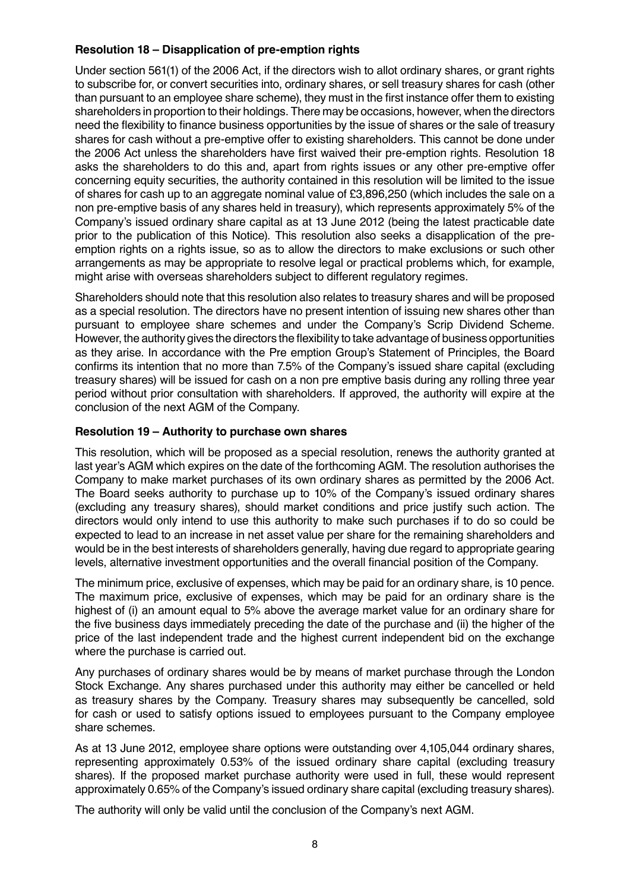**Resolution 18 – Disapplication of pre-emption rights**

Under section 561(1) of the 2006 Act, if the directors wish to allot ordinary shares, or grant rights to subscribe for, or convert securities into, ordinary shares, or sell treasury shares for cash (other than pursuant to an employee share scheme), they must in the first instance offer them to existing shareholders in proportion to their holdings. There may be occasions, however, when the directors need the flexibility to finance business opportunities by the issue of shares or the sale of treasury shares for cash without a pre-emptive offer to existing shareholders. This cannot be done under the 2006 Act unless the shareholders have first waived their pre-emption rights. Resolution 18 asks the shareholders to do this and, apart from rights issues or any other pre-emptive offer concerning equity securities, the authority contained in this resolution will be limited to the issue of shares for cash up to an aggregate nominal value of £3,896,250 (which includes the sale on a non pre-emptive basis of any shares held in treasury), which represents approximately 5% of the Company's issued ordinary share capital as at 13 June 2012 (being the latest practicable date prior to the publication of this Notice). This resolution also seeks a disapplication of the pre-emption rights on a rights issue, so as to allow the directors to make exclusions or such other arrangements as may be appropriate to resolve legal or practical problems which, for example, might arise with overseas shareholders subject to different regulatory regimes.

Shareholders should note that this resolution also relates to treasury shares and will be proposed as a special resolution. The directors have no present intention of issuing new shares other than pursuant to employee share schemes and under the Company's Scrip Dividend Scheme. However, the authority gives the directors the flexibility to take advantage of business opportunities as they arise. In accordance with the Pre emption Group's Statement of Principles, the Board confirms its intention that no more than 7.5% of the Company's issued share capital (excluding treasury shares) will be issued for cash on a non pre emptive basis during any rolling three year period without prior consultation with shareholders. If approved, the authority will expire at the conclusion of the next AGM of the Company.

**Resolution 19 – Authority to purchase own shares**

This resolution, which will be proposed as a special resolution, renews the authority granted at last year's AGM which expires on the date of the forthcoming AGM. The resolution authorises the Company to make market purchases of its own ordinary shares as permitted by the 2006 Act. The Board seeks authority to purchase up to 10% of the Company's issued ordinary shares (excluding any treasury shares), should market conditions and price justify such action. The directors would only intend to use this authority to make such purchases if to do so could be expected to lead to an increase in net asset value per share for the remaining shareholders and would be in the best interests of shareholders generally, having due regard to appropriate gearing levels, alternative investment opportunities and the overall financial position of the Company.

The minimum price, exclusive of expenses, which may be paid for an ordinary share, is 10 pence. The maximum price, exclusive of expenses, which may be paid for an ordinary share is the highest of (i) an amount equal to 5% above the average market value for an ordinary share for the five business days immediately preceding the date of the purchase and (ii) the higher of the price of the last independent trade and the highest current independent bid on the exchange where the purchase is carried out.

Any purchases of ordinary shares would be by means of market purchase through the London Stock Exchange. Any shares purchased under this authority may either be cancelled or held as treasury shares by the Company. Treasury shares may subsequently be cancelled, sold for cash or used to satisfy options issued to employees pursuant to the Company employee share schemes.

As at 13 June 2012, employee share options were outstanding over 4,105,044 ordinary shares, representing approximately 0.53% of the issued ordinary share capital (excluding treasury shares). If the proposed market purchase authority were used in full, these would represent approximately 0.65% of the Company's issued ordinary share capital (excluding treasury shares).

The authority will only be valid until the conclusion of the Company's next AGM.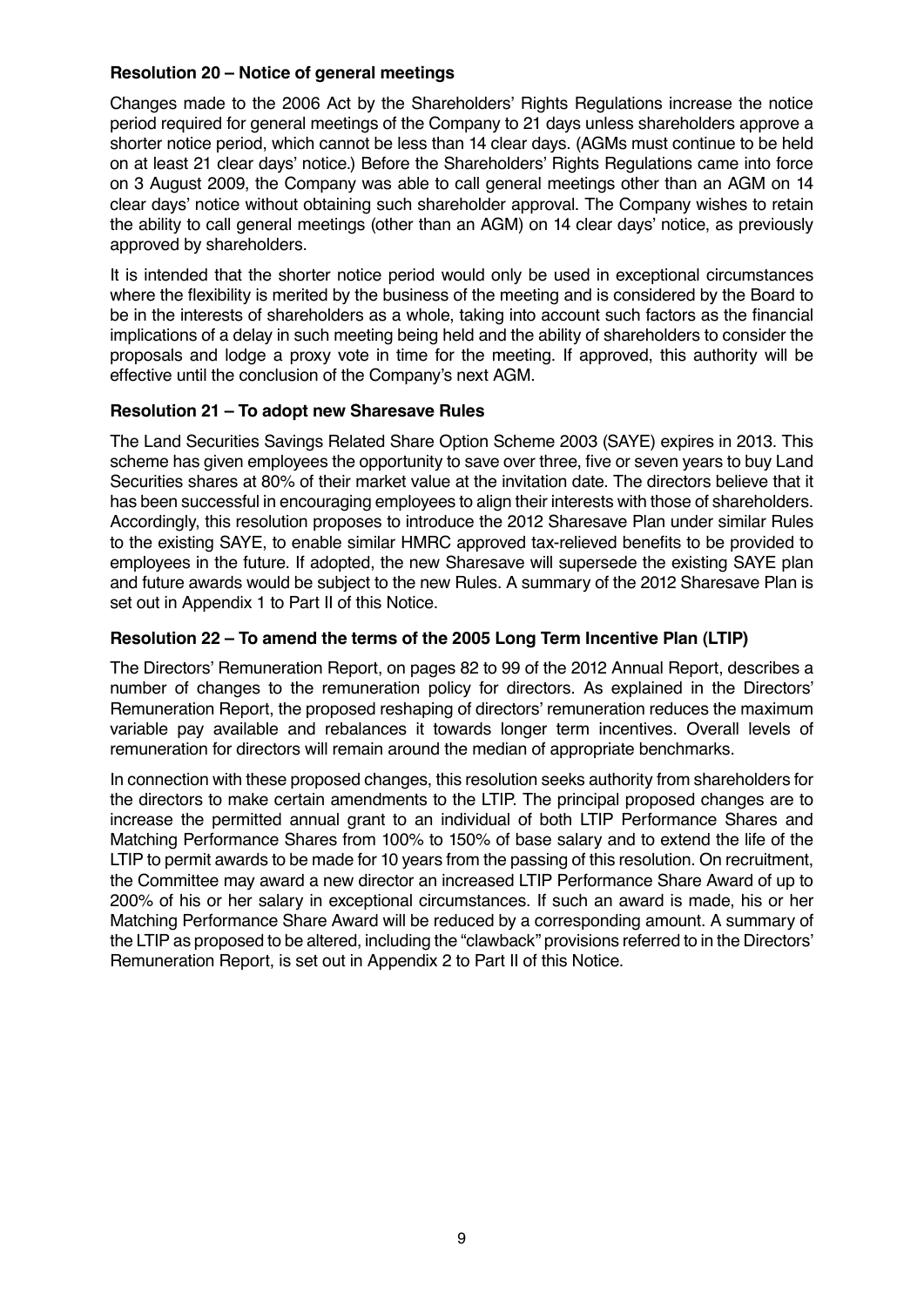**Resolution 20 – Notice of general meetings**

Changes made to the 2006 Act by the Shareholders' Rights Regulations increase the notice period required for general meetings of the Company to 21 days unless shareholders approve a shorter notice period, which cannot be less than 14 clear days. (AGMs must continue to be held on at least 21 clear days' notice.) Before the Shareholders' Rights Regulations came into force on 3 August 2009, the Company was able to call general meetings other than an AGM on 14 clear days' notice without obtaining such shareholder approval. The Company wishes to retain the ability to call general meetings (other than an AGM) on 14 clear days' notice, as previously approved by shareholders.

It is intended that the shorter notice period would only be used in exceptional circumstances where the flexibility is merited by the business of the meeting and is considered by the Board to be in the interests of shareholders as a whole, taking into account such factors as the financial implications of a delay in such meeting being held and the ability of shareholders to consider the proposals and lodge a proxy vote in time for the meeting. If approved, this authority will be effective until the conclusion of the Company's next AGM.

**Resolution 21 – To adopt new Sharesave Rules**

The Land Securities Savings Related Share Option Scheme 2003 (SAYE) expires in 2013. This scheme has given employees the opportunity to save over three, five or seven years to buy Land Securities shares at 80% of their market value at the invitation date. The directors believe that it has been successful in encouraging employees to align their interests with those of shareholders. Accordingly, this resolution proposes to introduce the 2012 Sharesave Plan under similar Rules to the existing SAYE, to enable similar HMRC approved tax-relieved benefits to be provided to employees in the future. If adopted, the new Sharesave will supersede the existing SAYE plan and future awards would be subject to the new Rules. A summary of the 2012 Sharesave Plan is set out in Appendix 1 to Part II of this Notice.

**Resolution 22 – To amend the terms of the 2005 Long Term Incentive Plan (LTIP)**

The Directors' Remuneration Report, on pages 82 to 99 of the 2012 Annual Report, describes a number of changes to the remuneration policy for directors. As explained in the Directors' Remuneration Report, the proposed reshaping of directors' remuneration reduces the maximum variable pay available and rebalances it towards longer term incentives. Overall levels of remuneration for directors will remain around the median of appropriate benchmarks.

In connection with these proposed changes, this resolution seeks authority from shareholders for the directors to make certain amendments to the LTIP. The principal proposed changes are to increase the permitted annual grant to an individual of both LTIP Performance Shares and Matching Performance Shares from 100% to 150% of base salary and to extend the life of the LTIP to permit awards to be made for 10 years from the passing of this resolution. On recruitment, the Committee may award a new director an increased LTIP Performance Share Award of up to 200% of his or her salary in exceptional circumstances. If such an award is made, his or her Matching Performance Share Award will be reduced by a corresponding amount. A summary of the LTIP as proposed to be altered, including the "clawback" provisions referred to in the Directors' Remuneration Report, is set out in Appendix 2 to Part II of this Notice.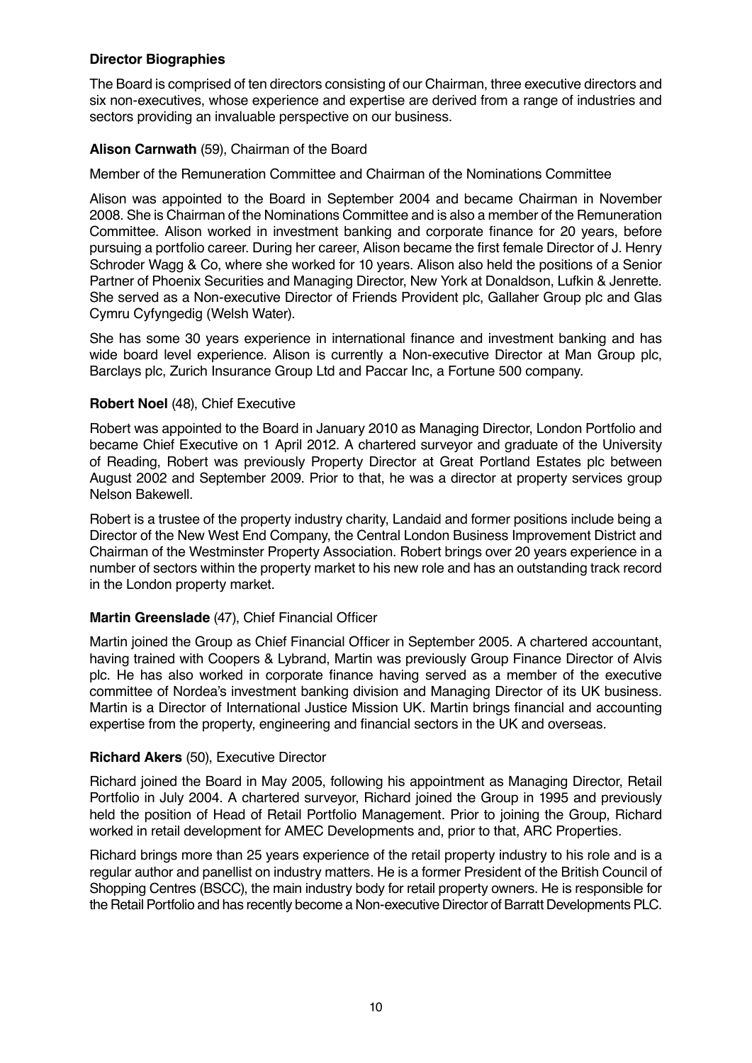## Director Biographies

The Board is comprised of ten directors consisting of our Chairman, three executive directors and six non-executives, whose experience and expertise are derived from a range of industries and sectors providing an invaluable perspective on our business.

### **Alison Carnwath** (59), Chairman of the Board

Member of the Remuneration Committee and Chairman of the Nominations Committee

Alison was appointed to the Board in September 2004 and became Chairman in November 2008. She is Chairman of the Nominations Committee and is also a member of the Remuneration Committee. Alison worked in investment banking and corporate finance for 20 years, before pursuing a portfolio career. During her career, Alison became the first female Director of J. Henry Schroder Wagg & Co, where she worked for 10 years. Alison also held the positions of a Senior Partner of Phoenix Securities and Managing Director, New York at Donaldson, Lufkin & Jenrette. She served as a Non-executive Director of Friends Provident plc, Gallaher Group plc and Glas Cymru Cyfyngedig (Welsh Water).

She has some 30 years experience in international finance and investment banking and has wide board level experience. Alison is currently a Non-executive Director at Man Group plc, Barclays plc, Zurich Insurance Group Ltd and Paccar Inc, a Fortune 500 company.

### **Robert Noel** (48), Chief Executive

Robert was appointed to the Board in January 2010 as Managing Director, London Portfolio and became Chief Executive on 1 April 2012. A chartered surveyor and graduate of the University of Reading, Robert was previously Property Director at Great Portland Estates plc between August 2002 and September 2009. Prior to that, he was a director at property services group Nelson Bakewell.

Robert is a trustee of the property industry charity, Landaid and former positions include being a Director of the New West End Company, the Central London Business Improvement District and Chairman of the Westminster Property Association. Robert brings over 20 years experience in a number of sectors within the property market to his new role and has an outstanding track record in the London property market.

### **Martin Greenslade** (47), Chief Financial Officer

Martin joined the Group as Chief Financial Officer in September 2005. A chartered accountant, having trained with Coopers & Lybrand, Martin was previously Group Finance Director of Alvis plc. He has also worked in corporate finance having served as a member of the executive committee of Nordea's investment banking division and Managing Director of its UK business. Martin is a Director of International Justice Mission UK. Martin brings financial and accounting expertise from the property, engineering and financial sectors in the UK and overseas.

### **Richard Akers** (50), Executive Director

Richard joined the Board in May 2005, following his appointment as Managing Director, Retail Portfolio in July 2004. A chartered surveyor, Richard joined the Group in 1995 and previously held the position of Head of Retail Portfolio Management. Prior to joining the Group, Richard worked in retail development for AMEC Developments and, prior to that, ARC Properties.

Richard brings more than 25 years experience of the retail property industry to his role and is a regular author and panellist on industry matters. He is a former President of the British Council of Shopping Centres (BSCC), the main industry body for retail property owners. He is responsible for the Retail Portfolio and has recently become a Non-executive Director of Barratt Developments PLC.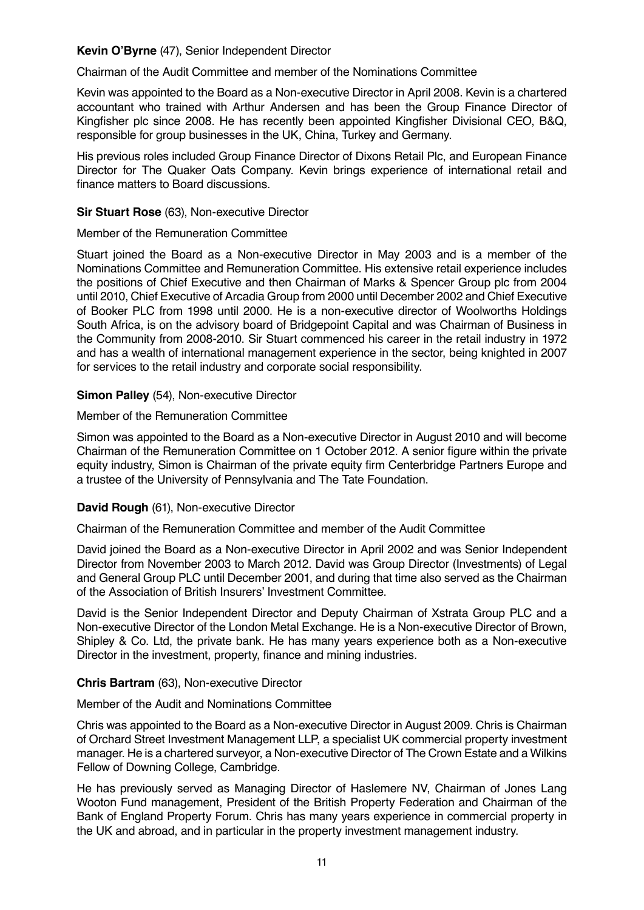**Kevin O'Byrne** (47), Senior Independent Director

Chairman of the Audit Committee and member of the Nominations Committee

Kevin was appointed to the Board as a Non-executive Director in April 2008. Kevin is a chartered accountant who trained with Arthur Andersen and has been the Group Finance Director of Kingfisher plc since 2008. He has recently been appointed Kingfisher Divisional CEO, B&Q, responsible for group businesses in the UK, China, Turkey and Germany.

His previous roles included Group Finance Director of Dixons Retail Plc, and European Finance Director for The Quaker Oats Company. Kevin brings experience of international retail and finance matters to Board discussions.

**Sir Stuart Rose** (63), Non-executive Director

Member of the Remuneration Committee

Stuart joined the Board as a Non-executive Director in May 2003 and is a member of the Nominations Committee and Remuneration Committee. His extensive retail experience includes the positions of Chief Executive and then Chairman of Marks & Spencer Group plc from 2004 until 2010, Chief Executive of Arcadia Group from 2000 until December 2002 and Chief Executive of Booker PLC from 1998 until 2000. He is a non-executive director of Woolworths Holdings South Africa, is on the advisory board of Bridgepoint Capital and was Chairman of Business in the Community from 2008-2010. Sir Stuart commenced his career in the retail industry in 1972 and has a wealth of international management experience in the sector, being knighted in 2007 for services to the retail industry and corporate social responsibility.

**Simon Palley** (54), Non-executive Director

Member of the Remuneration Committee

Simon was appointed to the Board as a Non-executive Director in August 2010 and will become Chairman of the Remuneration Committee on 1 October 2012. A senior figure within the private equity industry, Simon is Chairman of the private equity firm Centerbridge Partners Europe and a trustee of the University of Pennsylvania and The Tate Foundation.

**David Rough** (61), Non-executive Director

Chairman of the Remuneration Committee and member of the Audit Committee

David joined the Board as a Non-executive Director in April 2002 and was Senior Independent Director from November 2003 to March 2012. David was Group Director (Investments) of Legal and General Group PLC until December 2001, and during that time also served as the Chairman of the Association of British Insurers' Investment Committee.

David is the Senior Independent Director and Deputy Chairman of Xstrata Group PLC and a Non-executive Director of the London Metal Exchange. He is a Non-executive Director of Brown, Shipley & Co. Ltd, the private bank. He has many years experience both as a Non-executive Director in the investment, property, finance and mining industries.

**Chris Bartram** (63), Non-executive Director

Member of the Audit and Nominations Committee

Chris was appointed to the Board as a Non-executive Director in August 2009. Chris is Chairman of Orchard Street Investment Management LLP, a specialist UK commercial property investment manager. He is a chartered surveyor, a Non-executive Director of The Crown Estate and a Wilkins Fellow of Downing College, Cambridge.

He has previously served as Managing Director of Haslemere NV, Chairman of Jones Lang Wooton Fund management, President of the British Property Federation and Chairman of the Bank of England Property Forum. Chris has many years experience in commercial property in the UK and abroad, and in particular in the property investment management industry.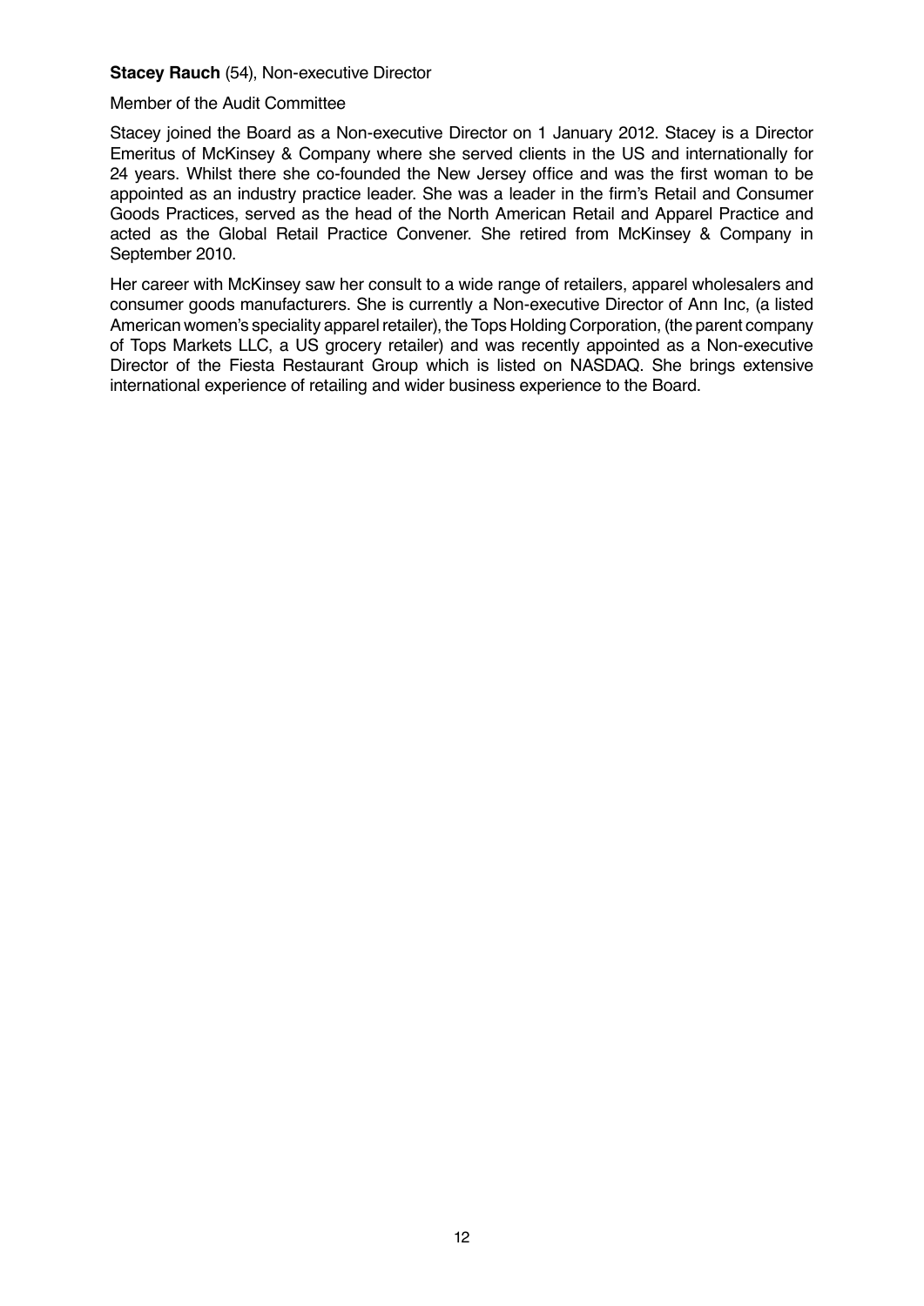**Stacey Rauch** (54), Non-executive Director

Member of the Audit Committee

Stacey joined the Board as a Non-executive Director on 1 January 2012. Stacey is a Director Emeritus of McKinsey & Company where she served clients in the US and internationally for 24 years. Whilst there she co-founded the New Jersey office and was the first woman to be appointed as an industry practice leader. She was a leader in the firm's Retail and Consumer Goods Practices, served as the head of the North American Retail and Apparel Practice and acted as the Global Retail Practice Convener. She retired from McKinsey & Company in September 2010.

Her career with McKinsey saw her consult to a wide range of retailers, apparel wholesalers and consumer goods manufacturers. She is currently a Non-executive Director of Ann Inc, (a listed American women's speciality apparel retailer), the Tops Holding Corporation, (the parent company of Tops Markets LLC, a US grocery retailer) and was recently appointed as a Non-executive Director of the Fiesta Restaurant Group which is listed on NASDAQ. She brings extensive international experience of retailing and wider business experience to the Board.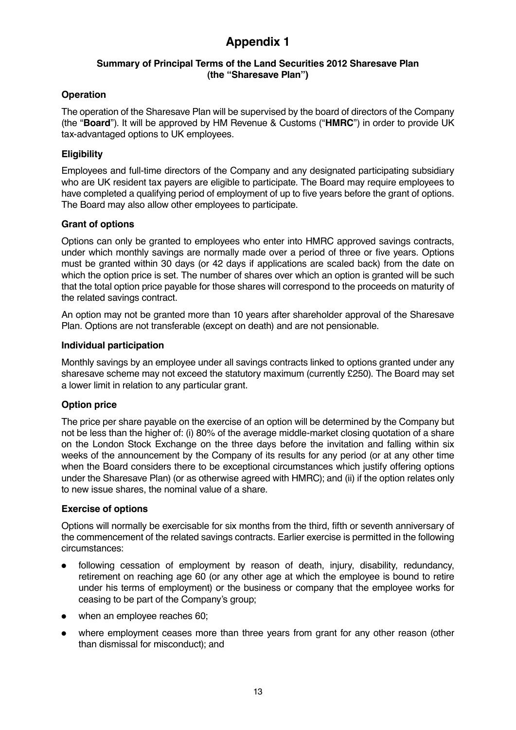# Appendix 1

## Summary of Principal Terms of the Land Securities 2012 Sharesave Plan (the "Sharesave Plan")

### Operation

The operation of the Sharesave Plan will be supervised by the board of directors of the Company (the "**Board**"). It will be approved by HM Revenue & Customs ("**HMRC**") in order to provide UK tax-advantaged options to UK employees.

### Eligibility

Employees and full-time directors of the Company and any designated participating subsidiary who are UK resident tax payers are eligible to participate. The Board may require employees to have completed a qualifying period of employment of up to five years before the grant of options. The Board may also allow other employees to participate.

### Grant of options

Options can only be granted to employees who enter into HMRC approved savings contracts, under which monthly savings are normally made over a period of three or five years. Options must be granted within 30 days (or 42 days if applications are scaled back) from the date on which the option price is set. The number of shares over which an option is granted will be such that the total option price payable for those shares will correspond to the proceeds on maturity of the related savings contract.

An option may not be granted more than 10 years after shareholder approval of the Sharesave Plan. Options are not transferable (except on death) and are not pensionable.

### Individual participation

Monthly savings by an employee under all savings contracts linked to options granted under any sharesave scheme may not exceed the statutory maximum (currently £250). The Board may set a lower limit in relation to any particular grant.

### Option price

The price per share payable on the exercise of an option will be determined by the Company but not be less than the higher of: (i) 80% of the average middle-market closing quotation of a share on the London Stock Exchange on the three days before the invitation and falling within six weeks of the announcement by the Company of its results for any period (or at any other time when the Board considers there to be exceptional circumstances which justify offering options under the Sharesave Plan) (or as otherwise agreed with HMRC); and (ii) if the option relates only to new issue shares, the nominal value of a share.

### Exercise of options

Options will normally be exercisable for six months from the third, fifth or seventh anniversary of the commencement of the related savings contracts. Earlier exercise is permitted in the following circumstances:

- following cessation of employment by reason of death, injury, disability, redundancy, retirement on reaching age 60 (or any other age at which the employee is bound to retire under his terms of employment) or the business or company that the employee works for ceasing to be part of the Company's group;
- when an employee reaches 60;
- where employment ceases more than three years from grant for any other reason (other than dismissal for misconduct); and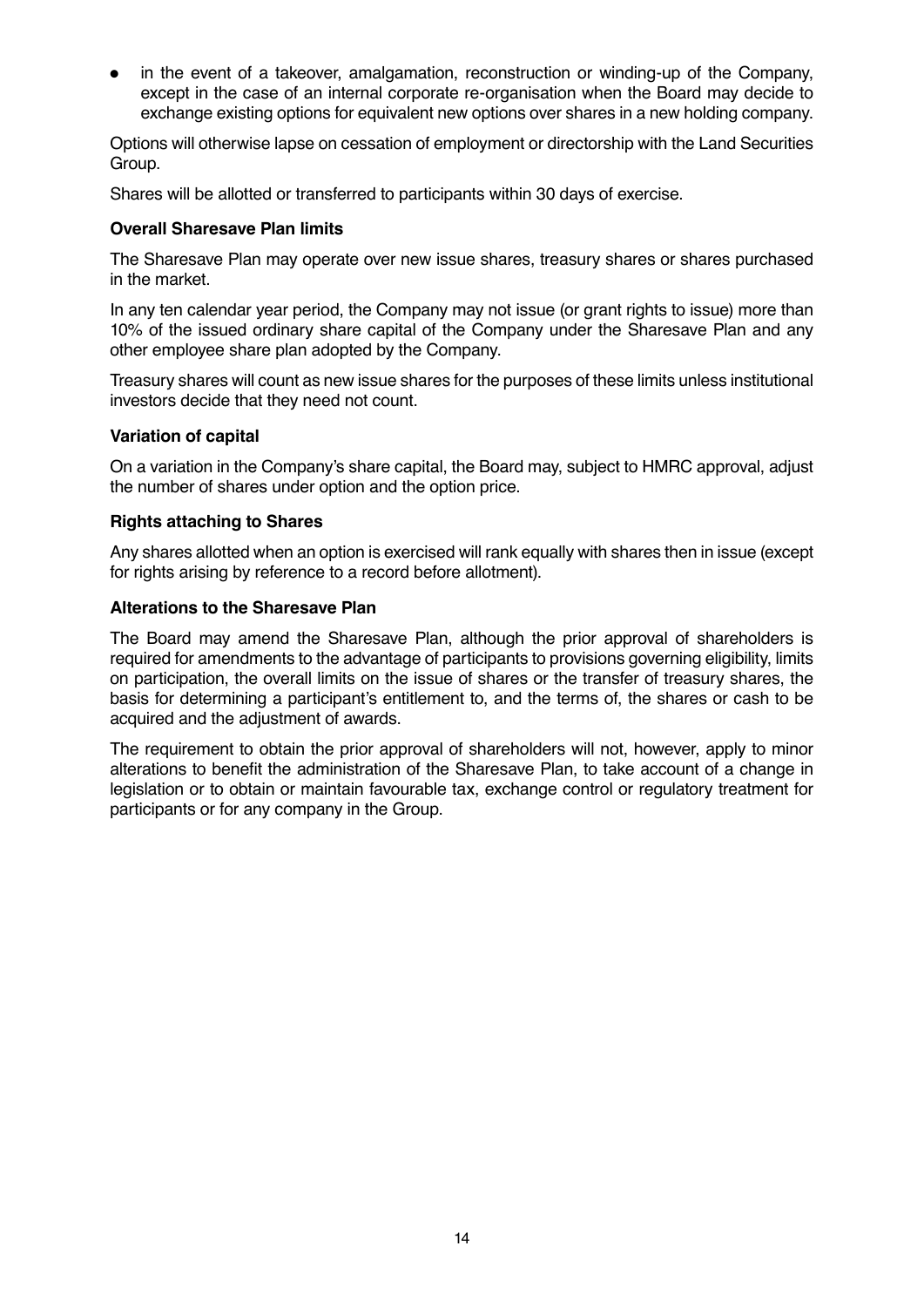- in the event of a takeover, amalgamation, reconstruction or winding-up of the Company, except in the case of an internal corporate re-organisation when the Board may decide to exchange existing options for equivalent new options over shares in a new holding company.

Options will otherwise lapse on cessation of employment or directorship with the Land Securities Group.

Shares will be allotted or transferred to participants within 30 days of exercise.

**Overall Sharesave Plan limits**

The Sharesave Plan may operate over new issue shares, treasury shares or shares purchased in the market.

In any ten calendar year period, the Company may not issue (or grant rights to issue) more than 10% of the issued ordinary share capital of the Company under the Sharesave Plan and any other employee share plan adopted by the Company.

Treasury shares will count as new issue shares for the purposes of these limits unless institutional investors decide that they need not count.

**Variation of capital**

On a variation in the Company's share capital, the Board may, subject to HMRC approval, adjust the number of shares under option and the option price.

**Rights attaching to Shares**

Any shares allotted when an option is exercised will rank equally with shares then in issue (except for rights arising by reference to a record before allotment).

**Alterations to the Sharesave Plan**

The Board may amend the Sharesave Plan, although the prior approval of shareholders is required for amendments to the advantage of participants to provisions governing eligibility, limits on participation, the overall limits on the issue of shares or the transfer of treasury shares, the basis for determining a participant's entitlement to, and the terms of, the shares or cash to be acquired and the adjustment of awards.

The requirement to obtain the prior approval of shareholders will not, however, apply to minor alterations to benefit the administration of the Sharesave Plan, to take account of a change in legislation or to obtain or maintain favourable tax, exchange control or regulatory treatment for participants or for any company in the Group.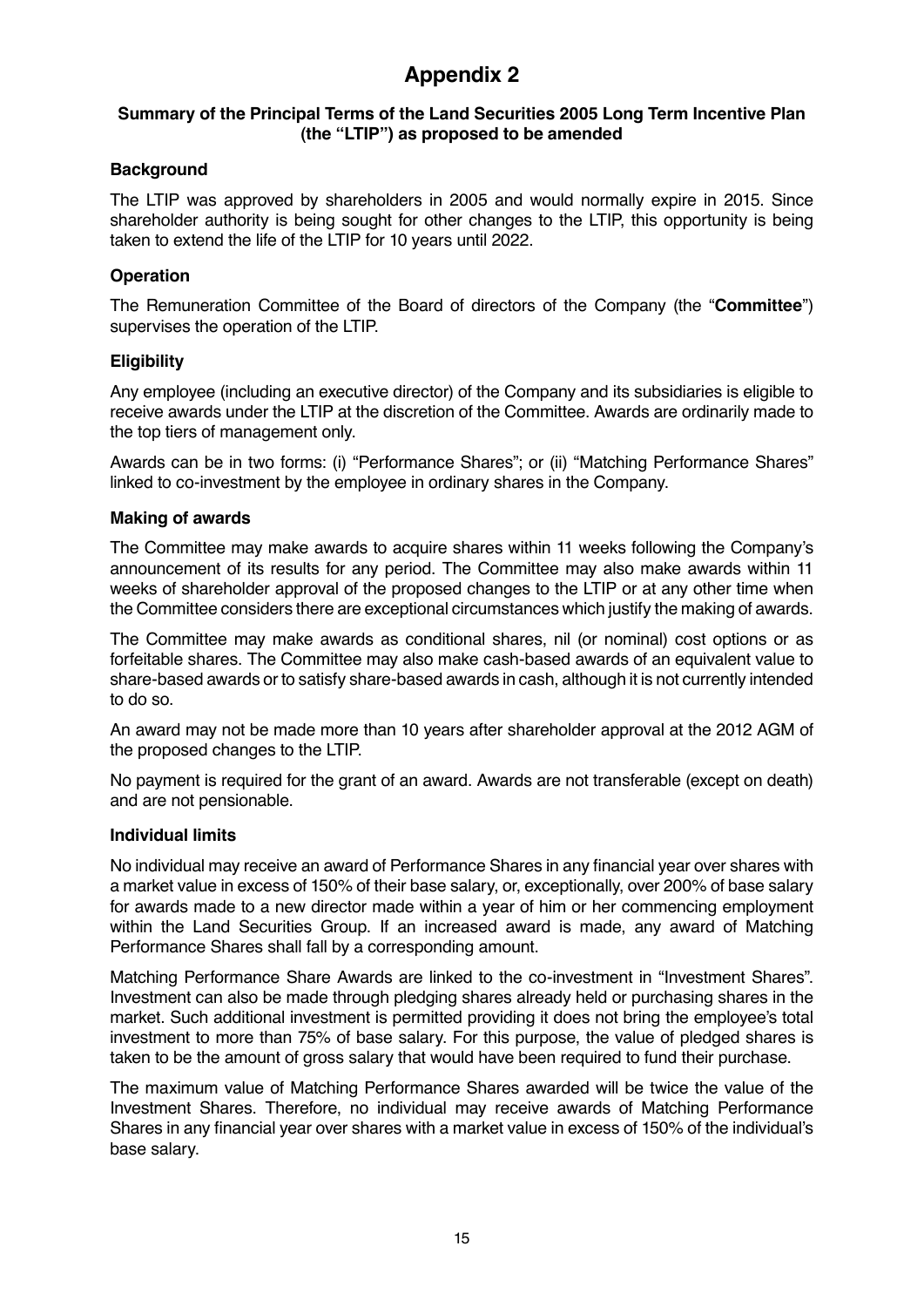# Appendix 2

**Summary of the Principal Terms of the Land Securities 2005 Long Term Incentive Plan (the "LTIP") as proposed to be amended**

### Background

The LTIP was approved by shareholders in 2005 and would normally expire in 2015. Since shareholder authority is being sought for other changes to the LTIP, this opportunity is being taken to extend the life of the LTIP for 10 years until 2022.

### Operation

The Remuneration Committee of the Board of directors of the Company (the "**Committee**") supervises the operation of the LTIP.

### Eligibility

Any employee (including an executive director) of the Company and its subsidiaries is eligible to receive awards under the LTIP at the discretion of the Committee. Awards are ordinarily made to the top tiers of management only.

Awards can be in two forms: (i) "Performance Shares"; or (ii) "Matching Performance Shares" linked to co-investment by the employee in ordinary shares in the Company.

### Making of awards

The Committee may make awards to acquire shares within 11 weeks following the Company's announcement of its results for any period. The Committee may also make awards within 11 weeks of shareholder approval of the proposed changes to the LTIP or at any other time when the Committee considers there are exceptional circumstances which justify the making of awards.

The Committee may make awards as conditional shares, nil (or nominal) cost options or as forfeitable shares. The Committee may also make cash-based awards of an equivalent value to share-based awards or to satisfy share-based awards in cash, although it is not currently intended to do so.

An award may not be made more than 10 years after shareholder approval at the 2012 AGM of the proposed changes to the LTIP.

No payment is required for the grant of an award. Awards are not transferable (except on death) and are not pensionable.

### Individual limits

No individual may receive an award of Performance Shares in any financial year over shares with a market value in excess of 150% of their base salary, or, exceptionally, over 200% of base salary for awards made to a new director made within a year of him or her commencing employment within the Land Securities Group. If an increased award is made, any award of Matching Performance Shares shall fall by a corresponding amount.

Matching Performance Share Awards are linked to the co-investment in "Investment Shares". Investment can also be made through pledging shares already held or purchasing shares in the market. Such additional investment is permitted providing it does not bring the employee's total investment to more than 75% of base salary. For this purpose, the value of pledged shares is taken to be the amount of gross salary that would have been required to fund their purchase.

The maximum value of Matching Performance Shares awarded will be twice the value of the Investment Shares. Therefore, no individual may receive awards of Matching Performance Shares in any financial year over shares with a market value in excess of 150% of the individual's base salary.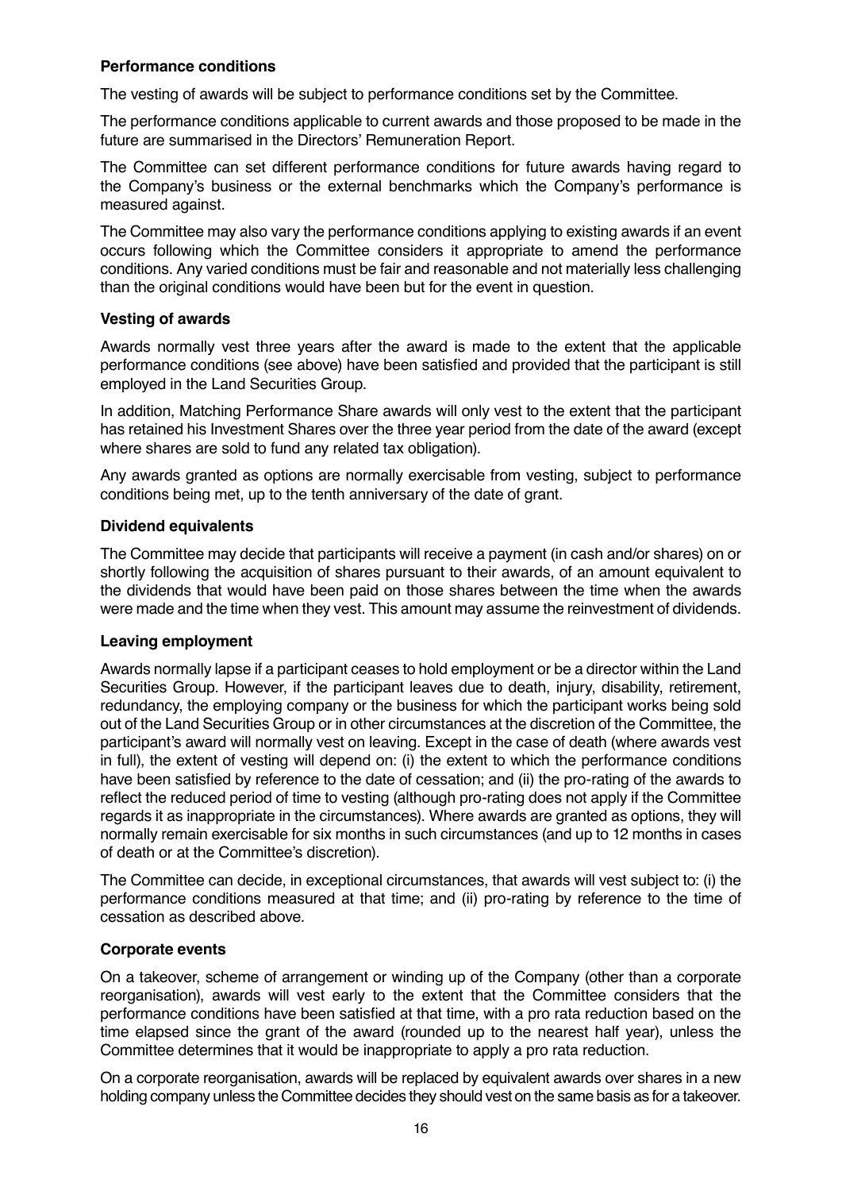### Performance conditions

The vesting of awards will be subject to performance conditions set by the Committee.

The performance conditions applicable to current awards and those proposed to be made in the future are summarised in the Directors' Remuneration Report.

The Committee can set different performance conditions for future awards having regard to the Company's business or the external benchmarks which the Company's performance is measured against.

The Committee may also vary the performance conditions applying to existing awards if an event occurs following which the Committee considers it appropriate to amend the performance conditions. Any varied conditions must be fair and reasonable and not materially less challenging than the original conditions would have been but for the event in question.

### Vesting of awards

Awards normally vest three years after the award is made to the extent that the applicable performance conditions (see above) have been satisfied and provided that the participant is still employed in the Land Securities Group.

In addition, Matching Performance Share awards will only vest to the extent that the participant has retained his Investment Shares over the three year period from the date of the award (except where shares are sold to fund any related tax obligation).

Any awards granted as options are normally exercisable from vesting, subject to performance conditions being met, up to the tenth anniversary of the date of grant.

### Dividend equivalents

The Committee may decide that participants will receive a payment (in cash and/or shares) on or shortly following the acquisition of shares pursuant to their awards, of an amount equivalent to the dividends that would have been paid on those shares between the time when the awards were made and the time when they vest. This amount may assume the reinvestment of dividends.

### Leaving employment

Awards normally lapse if a participant ceases to hold employment or be a director within the Land Securities Group. However, if the participant leaves due to death, injury, disability, retirement, redundancy, the employing company or the business for which the participant works being sold out of the Land Securities Group or in other circumstances at the discretion of the Committee, the participant's award will normally vest on leaving. Except in the case of death (where awards vest in full), the extent of vesting will depend on: (i) the extent to which the performance conditions have been satisfied by reference to the date of cessation; and (ii) the pro-rating of the awards to reflect the reduced period of time to vesting (although pro-rating does not apply if the Committee regards it as inappropriate in the circumstances). Where awards are granted as options, they will normally remain exercisable for six months in such circumstances (and up to 12 months in cases of death or at the Committee's discretion).

The Committee can decide, in exceptional circumstances, that awards will vest subject to: (i) the performance conditions measured at that time; and (ii) pro-rating by reference to the time of cessation as described above.

### Corporate events

On a takeover, scheme of arrangement or winding up of the Company (other than a corporate reorganisation), awards will vest early to the extent that the Committee considers that the performance conditions have been satisfied at that time, with a pro rata reduction based on the time elapsed since the grant of the award (rounded up to the nearest half year), unless the Committee determines that it would be inappropriate to apply a pro rata reduction.

On a corporate reorganisation, awards will be replaced by equivalent awards over shares in a new holding company unless the Committee decides they should vest on the same basis as for a takeover.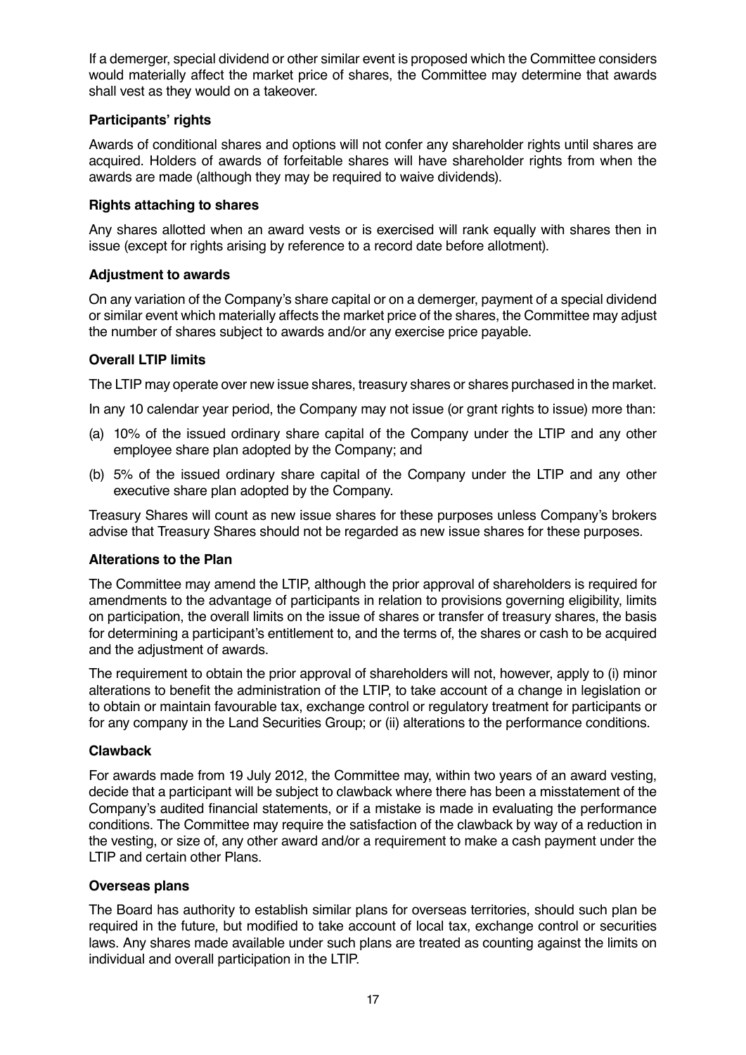If a demerger, special dividend or other similar event is proposed which the Committee considers would materially affect the market price of shares, the Committee may determine that awards shall vest as they would on a takeover.

**Participants' rights**

Awards of conditional shares and options will not confer any shareholder rights until shares are acquired. Holders of awards of forfeitable shares will have shareholder rights from when the awards are made (although they may be required to waive dividends).

**Rights attaching to shares**

Any shares allotted when an award vests or is exercised will rank equally with shares then in issue (except for rights arising by reference to a record date before allotment).

**Adjustment to awards**

On any variation of the Company's share capital or on a demerger, payment of a special dividend or similar event which materially affects the market price of the shares, the Committee may adjust the number of shares subject to awards and/or any exercise price payable.

**Overall LTIP limits**

The LTIP may operate over new issue shares, treasury shares or shares purchased in the market.

In any 10 calendar year period, the Company may not issue (or grant rights to issue) more than:

(a) 10% of the issued ordinary share capital of the Company under the LTIP and any other employee share plan adopted by the Company; and

(b) 5% of the issued ordinary share capital of the Company under the LTIP and any other executive share plan adopted by the Company.

Treasury Shares will count as new issue shares for these purposes unless Company's brokers advise that Treasury Shares should not be regarded as new issue shares for these purposes.

**Alterations to the Plan**

The Committee may amend the LTIP, although the prior approval of shareholders is required for amendments to the advantage of participants in relation to provisions governing eligibility, limits on participation, the overall limits on the issue of shares or transfer of treasury shares, the basis for determining a participant's entitlement to, and the terms of, the shares or cash to be acquired and the adjustment of awards.

The requirement to obtain the prior approval of shareholders will not, however, apply to (i) minor alterations to benefit the administration of the LTIP, to take account of a change in legislation or to obtain or maintain favourable tax, exchange control or regulatory treatment for participants or for any company in the Land Securities Group; or (ii) alterations to the performance conditions.

**Clawback**

For awards made from 19 July 2012, the Committee may, within two years of an award vesting, decide that a participant will be subject to clawback where there has been a misstatement of the Company's audited financial statements, or if a mistake is made in evaluating the performance conditions. The Committee may require the satisfaction of the clawback by way of a reduction in the vesting, or size of, any other award and/or a requirement to make a cash payment under the LTIP and certain other Plans.

**Overseas plans**

The Board has authority to establish similar plans for overseas territories, should such plan be required in the future, but modified to take account of local tax, exchange control or securities laws. Any shares made available under such plans are treated as counting against the limits on individual and overall participation in the LTIP.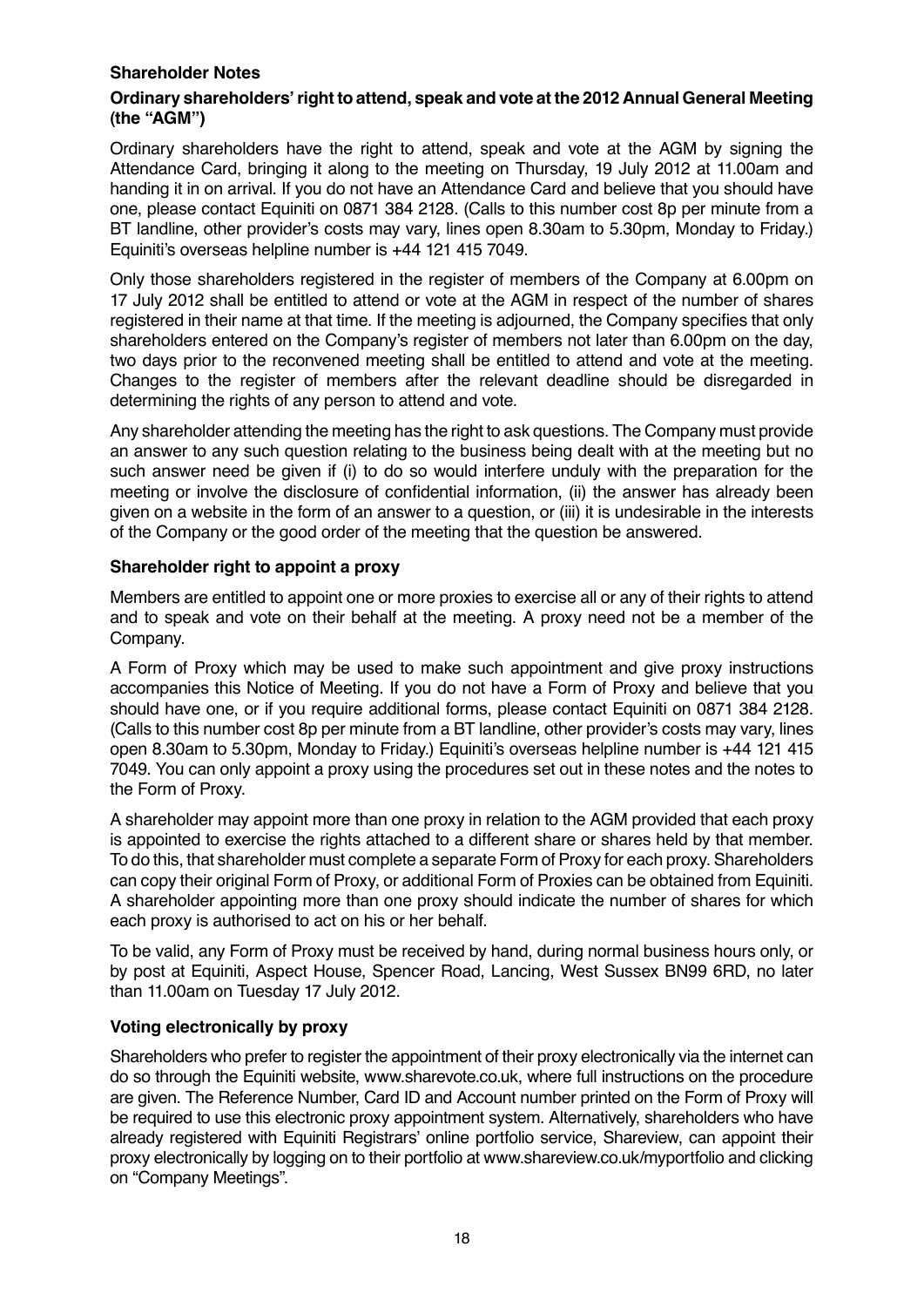## Shareholder Notes

### Ordinary shareholders' right to attend, speak and vote at the 2012 Annual General Meeting (the "AGM")

Ordinary shareholders have the right to attend, speak and vote at the AGM by signing the Attendance Card, bringing it along to the meeting on Thursday, 19 July 2012 at 11.00am and handing it in on arrival. If you do not have an Attendance Card and believe that you should have one, please contact Equiniti on 0871 384 2128. (Calls to this number cost 8p per minute from a BT landline, other provider's costs may vary, lines open 8.30am to 5.30pm, Monday to Friday.) Equiniti's overseas helpline number is +44 121 415 7049.

Only those shareholders registered in the register of members of the Company at 6.00pm on 17 July 2012 shall be entitled to attend or vote at the AGM in respect of the number of shares registered in their name at that time. If the meeting is adjourned, the Company specifies that only shareholders entered on the Company's register of members not later than 6.00pm on the day, two days prior to the reconvened meeting shall be entitled to attend and vote at the meeting. Changes to the register of members after the relevant deadline should be disregarded in determining the rights of any person to attend and vote.

Any shareholder attending the meeting has the right to ask questions. The Company must provide an answer to any such question relating to the business being dealt with at the meeting but no such answer need be given if (i) to do so would interfere unduly with the preparation for the meeting or involve the disclosure of confidential information, (ii) the answer has already been given on a website in the form of an answer to a question, or (iii) it is undesirable in the interests of the Company or the good order of the meeting that the question be answered.

### Shareholder right to appoint a proxy

Members are entitled to appoint one or more proxies to exercise all or any of their rights to attend and to speak and vote on their behalf at the meeting. A proxy need not be a member of the Company.

A Form of Proxy which may be used to make such appointment and give proxy instructions accompanies this Notice of Meeting. If you do not have a Form of Proxy and believe that you should have one, or if you require additional forms, please contact Equiniti on 0871 384 2128. (Calls to this number cost 8p per minute from a BT landline, other provider's costs may vary, lines open 8.30am to 5.30pm, Monday to Friday.) Equiniti's overseas helpline number is +44 121 415 7049. You can only appoint a proxy using the procedures set out in these notes and the notes to the Form of Proxy.

A shareholder may appoint more than one proxy in relation to the AGM provided that each proxy is appointed to exercise the rights attached to a different share or shares held by that member. To do this, that shareholder must complete a separate Form of Proxy for each proxy. Shareholders can copy their original Form of Proxy, or additional Form of Proxies can be obtained from Equiniti. A shareholder appointing more than one proxy should indicate the number of shares for which each proxy is authorised to act on his or her behalf.

To be valid, any Form of Proxy must be received by hand, during normal business hours only, or by post at Equiniti, Aspect House, Spencer Road, Lancing, West Sussex BN99 6RD, no later than 11.00am on Tuesday 17 July 2012.

### Voting electronically by proxy

Shareholders who prefer to register the appointment of their proxy electronically via the internet can do so through the Equiniti website, www.sharevote.co.uk, where full instructions on the procedure are given. The Reference Number, Card ID and Account number printed on the Form of Proxy will be required to use this electronic proxy appointment system. Alternatively, shareholders who have already registered with Equiniti Registrars' online portfolio service, Shareview, can appoint their proxy electronically by logging on to their portfolio at www.shareview.co.uk/myportfolio and clicking on "Company Meetings".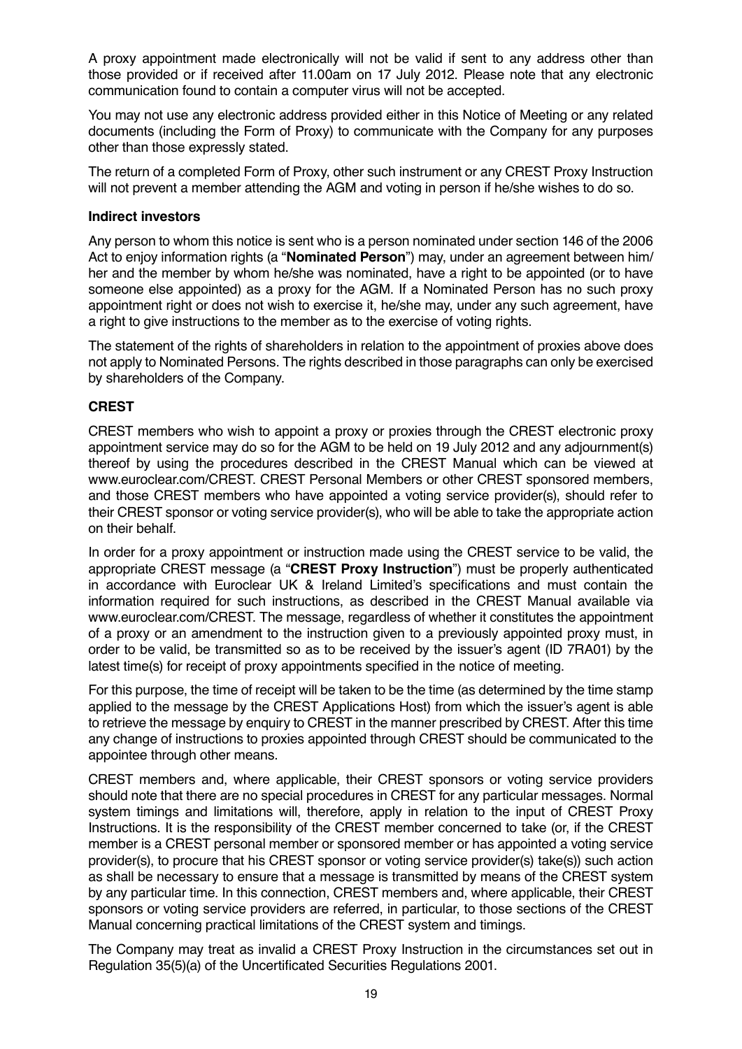A proxy appointment made electronically will not be valid if sent to any address other than those provided or if received after 11.00am on 17 July 2012. Please note that any electronic communication found to contain a computer virus will not be accepted.

You may not use any electronic address provided either in this Notice of Meeting or any related documents (including the Form of Proxy) to communicate with the Company for any purposes other than those expressly stated.

The return of a completed Form of Proxy, other such instrument or any CREST Proxy Instruction will not prevent a member attending the AGM and voting in person if he/she wishes to do so.

**Indirect investors**

Any person to whom this notice is sent who is a person nominated under section 146 of the 2006 Act to enjoy information rights (a "**Nominated Person**") may, under an agreement between him/her and the member by whom he/she was nominated, have a right to be appointed (or to have someone else appointed) as a proxy for the AGM. If a Nominated Person has no such proxy appointment right or does not wish to exercise it, he/she may, under any such agreement, have a right to give instructions to the member as to the exercise of voting rights.

The statement of the rights of shareholders in relation to the appointment of proxies above does not apply to Nominated Persons. The rights described in those paragraphs can only be exercised by shareholders of the Company.

**CREST**

CREST members who wish to appoint a proxy or proxies through the CREST electronic proxy appointment service may do so for the AGM to be held on 19 July 2012 and any adjournment(s) thereof by using the procedures described in the CREST Manual which can be viewed at www.euroclear.com/CREST. CREST Personal Members or other CREST sponsored members, and those CREST members who have appointed a voting service provider(s), should refer to their CREST sponsor or voting service provider(s), who will be able to take the appropriate action on their behalf.

In order for a proxy appointment or instruction made using the CREST service to be valid, the appropriate CREST message (a "**CREST Proxy Instruction**") must be properly authenticated in accordance with Euroclear UK & Ireland Limited's specifications and must contain the information required for such instructions, as described in the CREST Manual available via www.euroclear.com/CREST. The message, regardless of whether it constitutes the appointment of a proxy or an amendment to the instruction given to a previously appointed proxy must, in order to be valid, be transmitted so as to be received by the issuer's agent (ID 7RA01) by the latest time(s) for receipt of proxy appointments specified in the notice of meeting.

For this purpose, the time of receipt will be taken to be the time (as determined by the time stamp applied to the message by the CREST Applications Host) from which the issuer's agent is able to retrieve the message by enquiry to CREST in the manner prescribed by CREST. After this time any change of instructions to proxies appointed through CREST should be communicated to the appointee through other means.

CREST members and, where applicable, their CREST sponsors or voting service providers should note that there are no special procedures in CREST for any particular messages. Normal system timings and limitations will, therefore, apply in relation to the input of CREST Proxy Instructions. It is the responsibility of the CREST member concerned to take (or, if the CREST member is a CREST personal member or sponsored member or has appointed a voting service provider(s), to procure that his CREST sponsor or voting service provider(s) take(s)) such action as shall be necessary to ensure that a message is transmitted by means of the CREST system by any particular time. In this connection, CREST members and, where applicable, their CREST sponsors or voting service providers are referred, in particular, to those sections of the CREST Manual concerning practical limitations of the CREST system and timings.

The Company may treat as invalid a CREST Proxy Instruction in the circumstances set out in Regulation 35(5)(a) of the Uncertificated Securities Regulations 2001.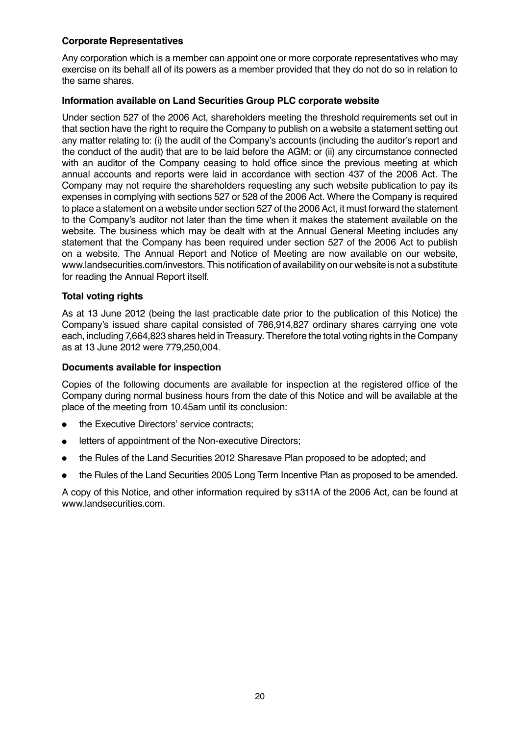**Corporate Representatives**

Any corporation which is a member can appoint one or more corporate representatives who may exercise on its behalf all of its powers as a member provided that they do not do so in relation to the same shares.

**Information available on Land Securities Group PLC corporate website**

Under section 527 of the 2006 Act, shareholders meeting the threshold requirements set out in that section have the right to require the Company to publish on a website a statement setting out any matter relating to: (i) the audit of the Company's accounts (including the auditor's report and the conduct of the audit) that are to be laid before the AGM; or (ii) any circumstance connected with an auditor of the Company ceasing to hold office since the previous meeting at which annual accounts and reports were laid in accordance with section 437 of the 2006 Act. The Company may not require the shareholders requesting any such website publication to pay its expenses in complying with sections 527 or 528 of the 2006 Act. Where the Company is required to place a statement on a website under section 527 of the 2006 Act, it must forward the statement to the Company's auditor not later than the time when it makes the statement available on the website. The business which may be dealt with at the Annual General Meeting includes any statement that the Company has been required under section 527 of the 2006 Act to publish on a website. The Annual Report and Notice of Meeting are now available on our website, www.landsecurities.com/investors. This notification of availability on our website is not a substitute for reading the Annual Report itself.

**Total voting rights**

As at 13 June 2012 (being the last practicable date prior to the publication of this Notice) the Company's issued share capital consisted of 786,914,827 ordinary shares carrying one vote each, including 7,664,823 shares held in Treasury. Therefore the total voting rights in the Company as at 13 June 2012 were 779,250,004.

**Documents available for inspection**

Copies of the following documents are available for inspection at the registered office of the Company during normal business hours from the date of this Notice and will be available at the place of the meeting from 10.45am until its conclusion:

- the Executive Directors' service contracts;
- letters of appointment of the Non-executive Directors;
- the Rules of the Land Securities 2012 Sharesave Plan proposed to be adopted; and
- the Rules of the Land Securities 2005 Long Term Incentive Plan as proposed to be amended.

A copy of this Notice, and other information required by s311A of the 2006 Act, can be found at www.landsecurities.com.